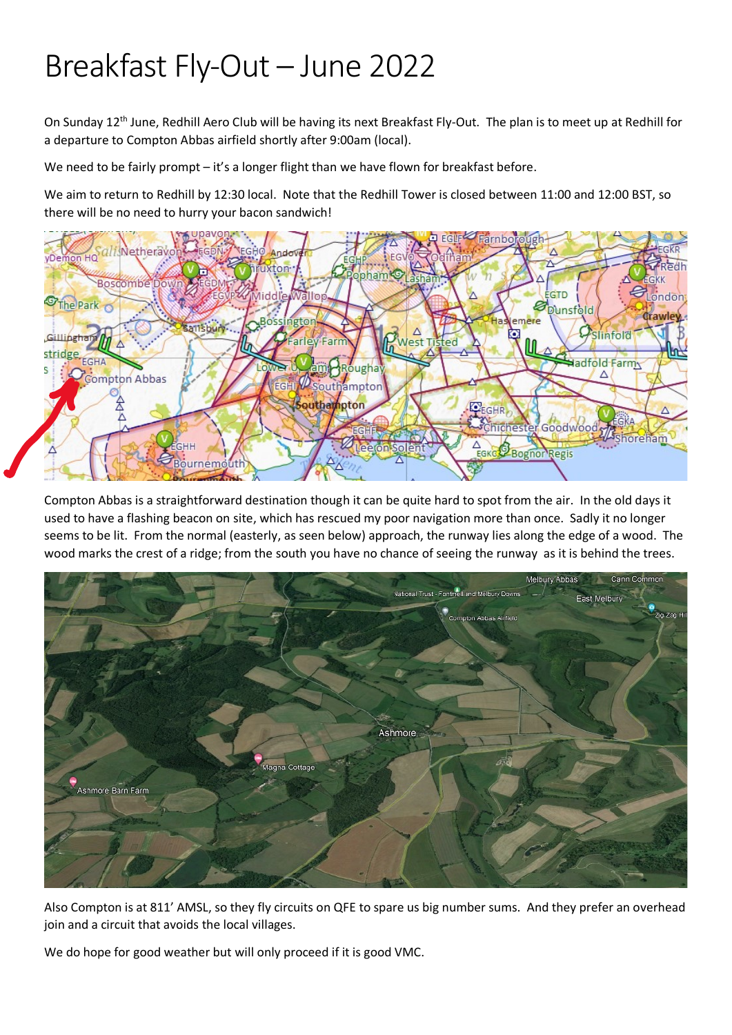# Breakfast Fly-Out – June 2022

On Sunday 12th June, Redhill Aero Club will be having its next Breakfast Fly-Out. The plan is to meet up at Redhill for a departure to Compton Abbas airfield shortly after 9:00am (local).

We need to be fairly prompt – it's a longer flight than we have flown for breakfast before.

We aim to return to Redhill by 12:30 local. Note that the Redhill Tower is closed between 11:00 and 12:00 BST, so there will be no need to hurry your bacon sandwich!

Compton Abbas is a straightforward destination though it can be quite hard to spot from the air. In the old days it used to have a flashing beacon on site, which has rescued my poor navigation more than once. Sadly it no longer seems to be lit. From the normal (easterly, as seen below) approach, the runway lies along the edge of a wood. The wood marks the crest of a ridge; from the south you have no chance of seeing the runway as it is behind the trees.

Also Compton is at 811' AMSL, so they fly circuits on QFE to spare us big number sums. And they prefer an overhead join and a circuit that avoids the local villages.

We do hope for good weather but will only proceed if it is good VMC.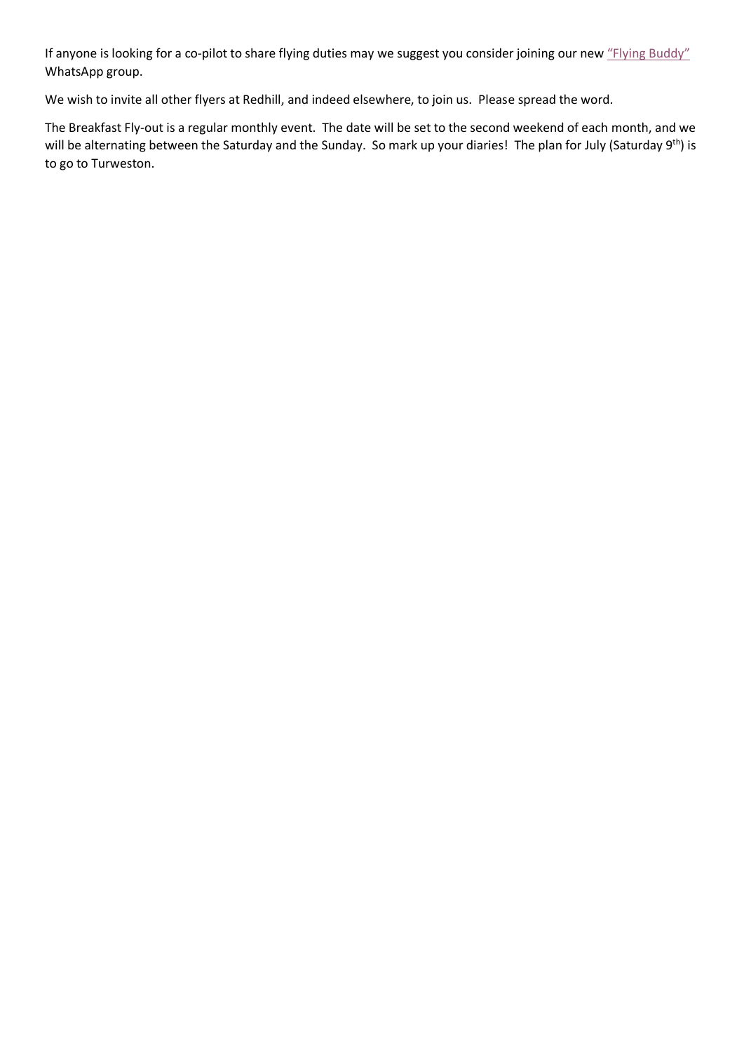If anyone is looking for a co-pilot to share flying duties may we suggest you consider joining our new "Flying Buddy" WhatsApp group.

We wish to invite all other flyers at Redhill, and indeed elsewhere, to join us. Please spread the word.

The Breakfast Fly-out is a regular monthly event. The date will be set to the second weekend of each month, and we will be alternating between the Saturday and the Sunday. So mark up your diaries! The plan for July (Saturday 9th) is to go to Turweston.